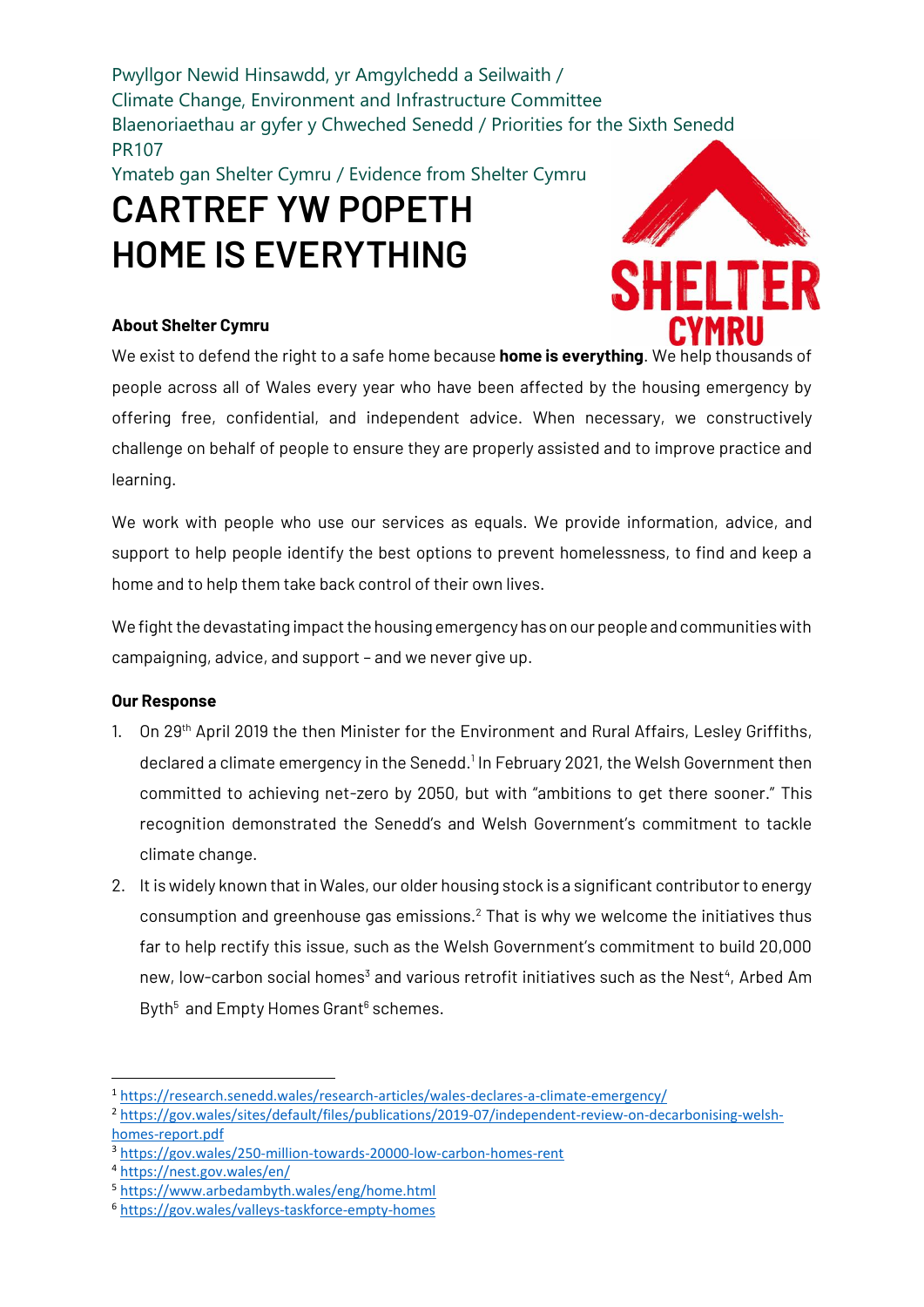Pwyllgor Newid Hinsawdd, yr Amgylchedd a Seilwaith /
Climate Change, Environment and Infrastructure Committee
Blaenoriaethau ar gyfer y Chweched Senedd / Priorities for the Sixth Senedd
PR107
Ymateb gan Shelter Cymru / Evidence from Shelter Cymru

# CARTREF YW POPETH
# HOME IS EVERYTHING

### About Shelter Cymru

We exist to defend the right to a safe home because **home is everything**. We help thousands of people across all of Wales every year who have been affected by the housing emergency by offering free, confidential, and independent advice. When necessary, we constructively challenge on behalf of people to ensure they are properly assisted and to improve practice and learning.

We work with people who use our services as equals. We provide information, advice, and support to help people identify the best options to prevent homelessness, to find and keep a home and to help them take back control of their own lives.

We fight the devastating impact the housing emergency has on our people and communities with campaigning, advice, and support – and we never give up.

### Our Response

1. On 29th April 2019 the then Minister for the Environment and Rural Affairs, Lesley Griffiths, declared a climate emergency in the Senedd.[1] In February 2021, the Welsh Government then committed to achieving net-zero by 2050, but with "ambitions to get there sooner." This recognition demonstrated the Senedd's and Welsh Government's commitment to tackle climate change.
2. It is widely known that in Wales, our older housing stock is a significant contributor to energy consumption and greenhouse gas emissions.[2] That is why we welcome the initiatives thus far to help rectify this issue, such as the Welsh Government's commitment to build 20,000 new, low-carbon social homes[3] and various retrofit initiatives such as the Nest[4], Arbed Am Byth[5] and Empty Homes Grant[6] schemes.

---

[1] https://research.senedd.wales/research-articles/wales-declares-a-climate-emergency/
[2] https://gov.wales/sites/default/files/publications/2019-07/independent-review-on-decarbonising-welsh-homes-report.pdf
[3] https://gov.wales/250-million-towards-20000-low-carbon-homes-rent
[4] https://nest.gov.wales/en/
[5] https://www.arbedambyth.wales/eng/home.html
[6] https://gov.wales/valleys-taskforce-empty-homes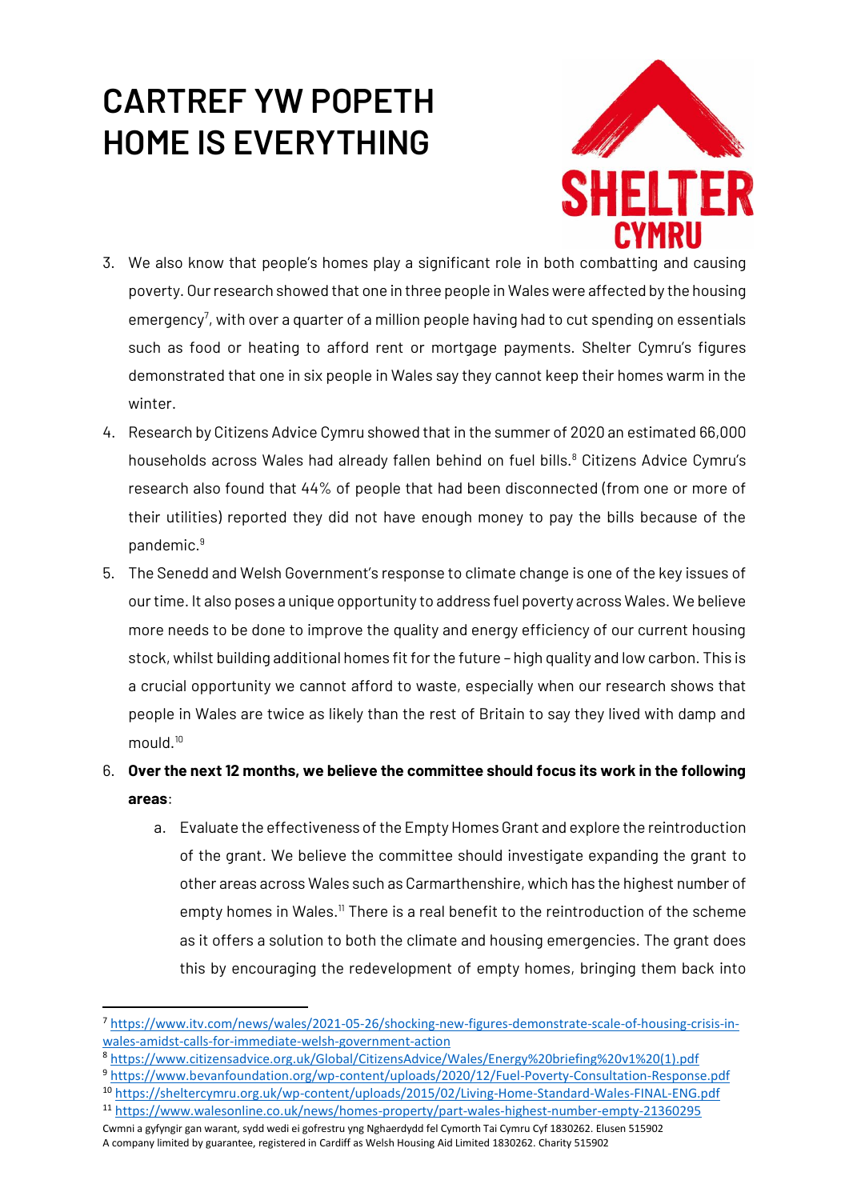3. We also know that people's homes play a significant role in both combatting and causing poverty. Our research showed that one in three people in Wales were affected by the housing emergency[7], with over a quarter of a million people having had to cut spending on essentials such as food or heating to afford rent or mortgage payments. Shelter Cymru's figures demonstrated that one in six people in Wales say they cannot keep their homes warm in the winter.
4. Research by Citizens Advice Cymru showed that in the summer of 2020 an estimated 66,000 households across Wales had already fallen behind on fuel bills.[8] Citizens Advice Cymru's research also found that 44% of people that had been disconnected (from one or more of their utilities) reported they did not have enough money to pay the bills because of the pandemic.[9]
5. The Senedd and Welsh Government's response to climate change is one of the key issues of our time. It also poses a unique opportunity to address fuel poverty across Wales. We believe more needs to be done to improve the quality and energy efficiency of our current housing stock, whilst building additional homes fit for the future – high quality and low carbon. This is a crucial opportunity we cannot afford to waste, especially when our research shows that people in Wales are twice as likely than the rest of Britain to say they lived with damp and mould.[10]
6. **Over the next 12 months, we believe the committee should focus its work in the following areas**:
   a. Evaluate the effectiveness of the Empty Homes Grant and explore the reintroduction of the grant. We believe the committee should investigate expanding the grant to other areas across Wales such as Carmarthenshire, which has the highest number of empty homes in Wales.[11] There is a real benefit to the reintroduction of the scheme as it offers a solution to both the climate and housing emergencies. The grant does this by encouraging the redevelopment of empty homes, bringing them back into

---

[7] https://www.itv.com/news/wales/2021-05-26/shocking-new-figures-demonstrate-scale-of-housing-crisis-in-wales-amidst-calls-for-immediate-welsh-government-action

[8] https://www.citizensadvice.org.uk/Global/CitizensAdvice/Wales/Energy%20briefing%20v1%20(1).pdf

[9] https://www.bevanfoundation.org/wp-content/uploads/2020/12/Fuel-Poverty-Consultation-Response.pdf

[10] https://sheltercymru.org.uk/wp-content/uploads/2015/02/Living-Home-Standard-Wales-FINAL-ENG.pdf

[11] https://www.walesonline.co.uk/news/homes-property/part-wales-highest-number-empty-21360295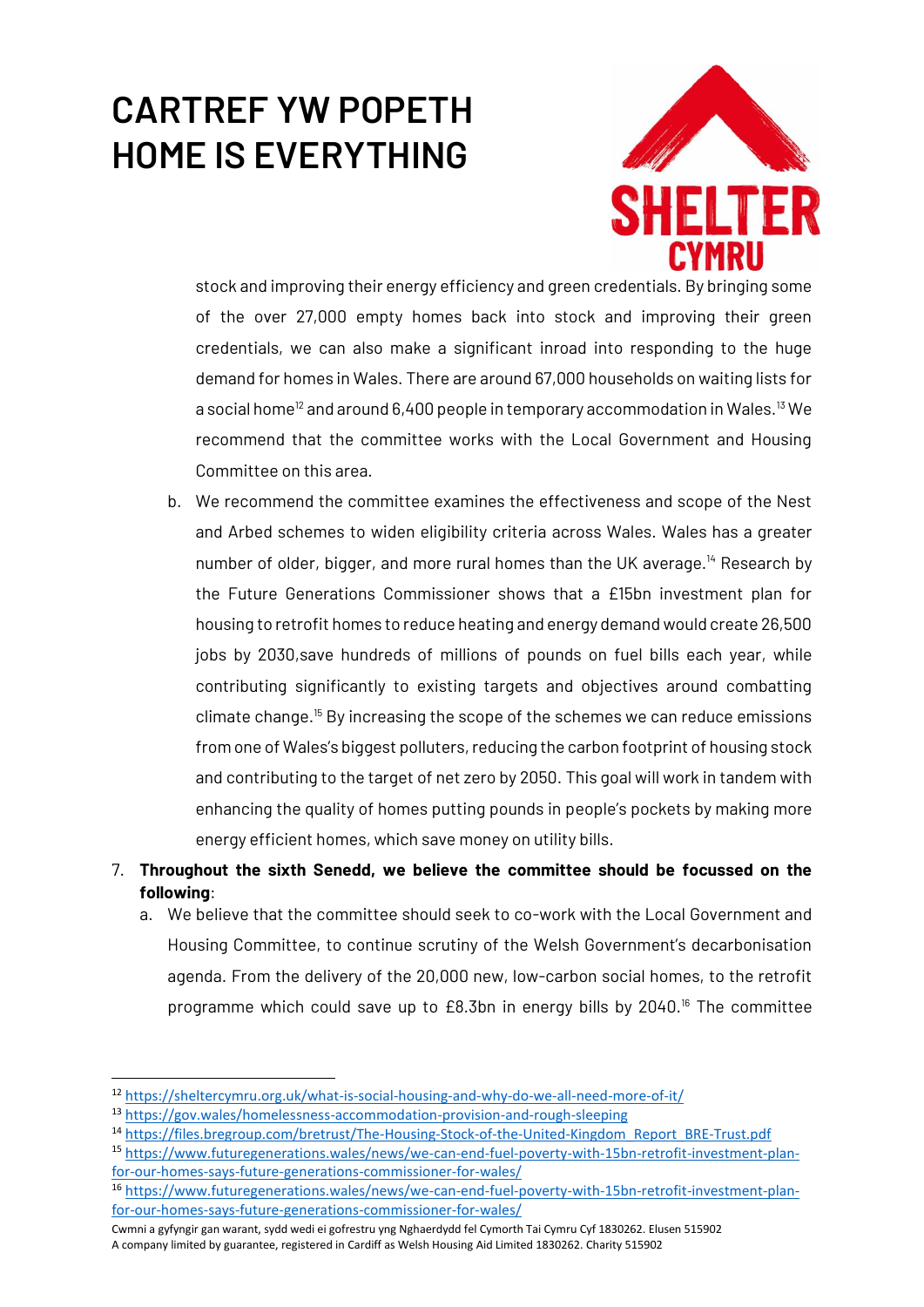stock and improving their energy efficiency and green credentials. By bringing some of the over 27,000 empty homes back into stock and improving their green credentials, we can also make a significant inroad into responding to the huge demand for homes in Wales. There are around 67,000 households on waiting lists for a social home[12] and around 6,400 people in temporary accommodation in Wales.[13] We recommend that the committee works with the Local Government and Housing Committee on this area.

   b. We recommend the committee examines the effectiveness and scope of the Nest and Arbed schemes to widen eligibility criteria across Wales. Wales has a greater number of older, bigger, and more rural homes than the UK average.[14] Research by the Future Generations Commissioner shows that a £15bn investment plan for housing to retrofit homes to reduce heating and energy demand would create 26,500 jobs by 2030,save hundreds of millions of pounds on fuel bills each year, while contributing significantly to existing targets and objectives around combatting climate change.[15] By increasing the scope of the schemes we can reduce emissions from one of Wales's biggest polluters, reducing the carbon footprint of housing stock and contributing to the target of net zero by 2050. This goal will work in tandem with enhancing the quality of homes putting pounds in people's pockets by making more energy efficient homes, which save money on utility bills.

7. **Throughout the sixth Senedd, we believe the committee should be focussed on the following**:
   a. We believe that the committee should seek to co-work with the Local Government and Housing Committee, to continue scrutiny of the Welsh Government's decarbonisation agenda. From the delivery of the 20,000 new, low-carbon social homes, to the retrofit programme which could save up to £8.3bn in energy bills by 2040.[16] The committee

---

[12] https://sheltercymru.org.uk/what-is-social-housing-and-why-do-we-all-need-more-of-it/

[13] https://gov.wales/homelessness-accommodation-provision-and-rough-sleeping

[14] https://files.bregroup.com/bretrust/The-Housing-Stock-of-the-United-Kingdom_Report_BRE-Trust.pdf

[15] https://www.futuregenerations.wales/news/we-can-end-fuel-poverty-with-15bn-retrofit-investment-plan-for-our-homes-says-future-generations-commissioner-for-wales/

[16] https://www.futuregenerations.wales/news/we-can-end-fuel-poverty-with-15bn-retrofit-investment-plan-for-our-homes-says-future-generations-commissioner-for-wales/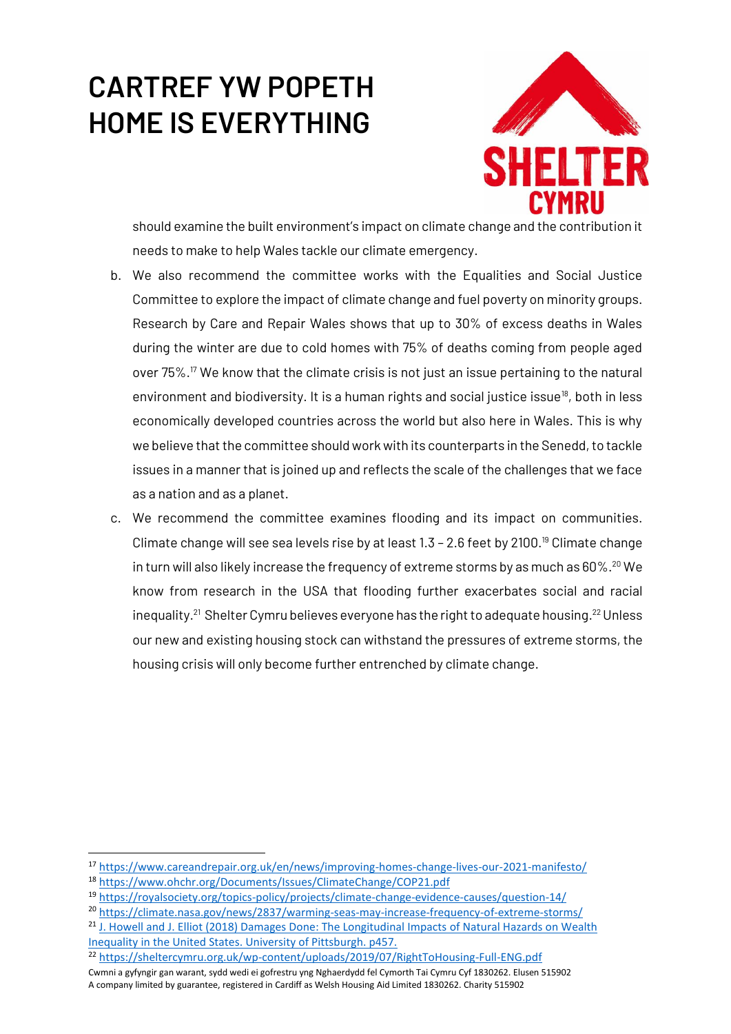should examine the built environment's impact on climate change and the contribution it needs to make to help Wales tackle our climate emergency.

b. We also recommend the committee works with the Equalities and Social Justice Committee to explore the impact of climate change and fuel poverty on minority groups. Research by Care and Repair Wales shows that up to 30% of excess deaths in Wales during the winter are due to cold homes with 75% of deaths coming from people aged over 75%.[17] We know that the climate crisis is not just an issue pertaining to the natural environment and biodiversity. It is a human rights and social justice issue[18], both in less economically developed countries across the world but also here in Wales. This is why we believe that the committee should work with its counterparts in the Senedd, to tackle issues in a manner that is joined up and reflects the scale of the challenges that we face as a nation and as a planet.

c. We recommend the committee examines flooding and its impact on communities. Climate change will see sea levels rise by at least 1.3 – 2.6 feet by 2100.[19] Climate change in turn will also likely increase the frequency of extreme storms by as much as 60%.[20] We know from research in the USA that flooding further exacerbates social and racial inequality.[21] Shelter Cymru believes everyone has the right to adequate housing.[22] Unless our new and existing housing stock can withstand the pressures of extreme storms, the housing crisis will only become further entrenched by climate change.

---

[17] https://www.careandrepair.org.uk/en/news/improving-homes-change-lives-our-2021-manifesto/

[18] https://www.ohchr.org/Documents/Issues/ClimateChange/COP21.pdf

[19] https://royalsociety.org/topics-policy/projects/climate-change-evidence-causes/question-14/

[20] https://climate.nasa.gov/news/2837/warming-seas-may-increase-frequency-of-extreme-storms/

[21] J. Howell and J. Elliot (2018) Damages Done: The Longitudinal Impacts of Natural Hazards on Wealth Inequality in the United States. University of Pittsburgh. p457.

[22] https://sheltercymru.org.uk/wp-content/uploads/2019/07/RightToHousing-Full-ENG.pdf